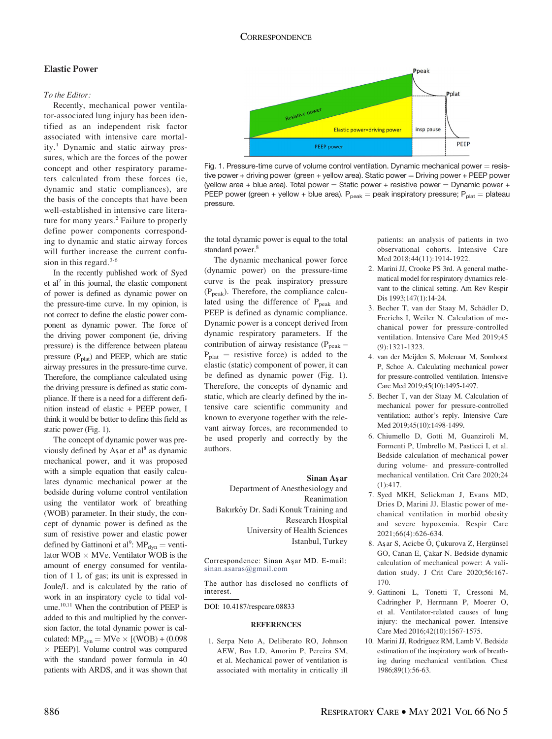## Elastic Power

*To the Editor:*

Recently, mechanical power ventilator-associated lung injury has been identified as an independent risk factor associated with intensive care mortality.[1] Dynamic and static airway pressures, which are the forces of the power concept and other respiratory parameters calculated from these forces (ie, dynamic and static compliances), are the basis of the concepts that have been well-established in intensive care literature for many years.[2] Failure to properly define power components corresponding to dynamic and static airway forces will further increase the current confusion in this regard.[3-6]

In the recently published work of Syed et al[7] in this journal, the elastic component of power is defined as dynamic power on the pressure-time curve. In my opinion, is not correct to define the elastic power component as dynamic power. The force of the driving power component (ie, driving pressure) is the difference between plateau pressure ($P_{plat}$) and PEEP, which are static airway pressures in the pressure-time curve. Therefore, the compliance calculated using the driving pressure is defined as static compliance. If there is a need for a different definition instead of elastic + PEEP power, I think it would be better to define this field as static power (Fig. 1).

The concept of dynamic power was previously defined by Aşar et al[8] as dynamic mechanical power, and it was proposed with a simple equation that easily calculates dynamic mechanical power at the bedside during volume control ventilation using the ventilator work of breathing (WOB) parameter. In their study, the concept of dynamic power is defined as the sum of resistive power and elastic power defined by Gattinoni et al[9]: $MP_{dyn}$ = ventilator WOB × MVe. Ventilator WOB is the amount of energy consumed for ventilation of 1 L of gas; its unit is expressed in Joule/L and is calculated by the ratio of work in an inspiratory cycle to tidal volume.[10,11] When the contribution of PEEP is added to this and multiplied by the conversion factor, the total dynamic power is calculated: $MP_{dyn} = MVe \times [(WOB) + (0.098 \times PEEP)]$. Volume control was compared with the standard power formula in 40 patients with ARDS, and it was shown that the total dynamic power is equal to the total standard power.[8]

Fig. 1. Pressure-time curve of volume control ventilation. Dynamic mechanical power = resistive power + driving power (green + yellow area). Static power = Driving power + PEEP power (yellow area + blue area). Total power = Static power + resistive power = Dynamic power + PEEP power (green + yellow + blue area). $P_{peak}$ = peak inspiratory pressure; $P_{plat}$ = plateau pressure.

The dynamic mechanical power force (dynamic power) on the pressure-time curve is the peak inspiratory pressure ($P_{peak}$). Therefore, the compliance calculated using the difference of $P_{peak}$ and PEEP is defined as dynamic compliance. Dynamic power is a concept derived from dynamic respiratory parameters. If the contribution of airway resistance ($P_{peak} - P_{plat}$ = resistive force) is added to the elastic (static) component of power, it can be defined as dynamic power (Fig. 1). Therefore, the concepts of dynamic and static, which are clearly defined by the intensive care scientific community and known to everyone together with the relevant airway forces, are recommended to be used properly and correctly by the authors.

**Sinan Aşar**
Department of Anesthesiology and Reanimation
Bakırköy Dr. Sadi Konuk Training and Research Hospital
University of Health Sciences
Istanbul, Turkey

Correspondence: Sinan Aşar MD. E-mail: sinan.asaras@gmail.com

The author has disclosed no conflicts of interest.

DOI: 10.4187/respcare.08833

### REFERENCES

1. Serpa Neto A, Deliberato RO, Johnson AEW, Bos LD, Amorim P, Pereira SM, et al. Mechanical power of ventilation is associated with mortality in critically ill patients: an analysis of patients in two observational cohorts. Intensive Care Med 2018;44(11):1914-1922.
2. Marini JJ, Crooke PS 3rd. A general mathematical model for respiratory dynamics relevant to the clinical setting. Am Rev Respir Dis 1993;147(1):14-24.
3. Becher T, van der Staay M, Schädler D, Frerichs I, Weiler N. Calculation of mechanical power for pressure-controlled ventilation. Intensive Care Med 2019;45(9):1321-1323.
4. van der Meijden S, Molenaar M, Somhorst P, Schoe A. Calculating mechanical power for pressure-controlled ventilation. Intensive Care Med 2019;45(10):1495-1497.
5. Becher T, van der Staay M. Calculation of mechanical power for pressure-controlled ventilation: author's reply. Intensive Care Med 2019;45(10):1498-1499.
6. Chiumello D, Gotti M, Guanziroli M, Formenti P, Umbrello M, Pasticci I, et al. Bedside calculation of mechanical power during volume- and pressure-controlled mechanical ventilation. Crit Care 2020;24(1):417.
7. Syed MKH, Selickman J, Evans MD, Dries D, Marini JJ. Elastic power of mechanical ventilation in morbid obesity and severe hypoxemia. Respir Care 2021;66(4):626-634.
8. Aşar S, Acicbe Ö, Çukurova Z, Hergünsel GO, Canan E, Çakar N. Bedside dynamic calculation of mechanical power: A validation study. J Crit Care 2020;56:167-170.
9. Gattinoni L, Tonetti T, Cressoni M, Cadringher P, Herrmann P, Moerer O, et al. Ventilator-related causes of lung injury: the mechanical power. Intensive Care Med 2016;42(10):1567-1575.
10. Marini JJ, Rodriguez RM, Lamb V. Bedside estimation of the inspiratory work of breathing during mechanical ventilation. Chest 1986;89(1):56-63.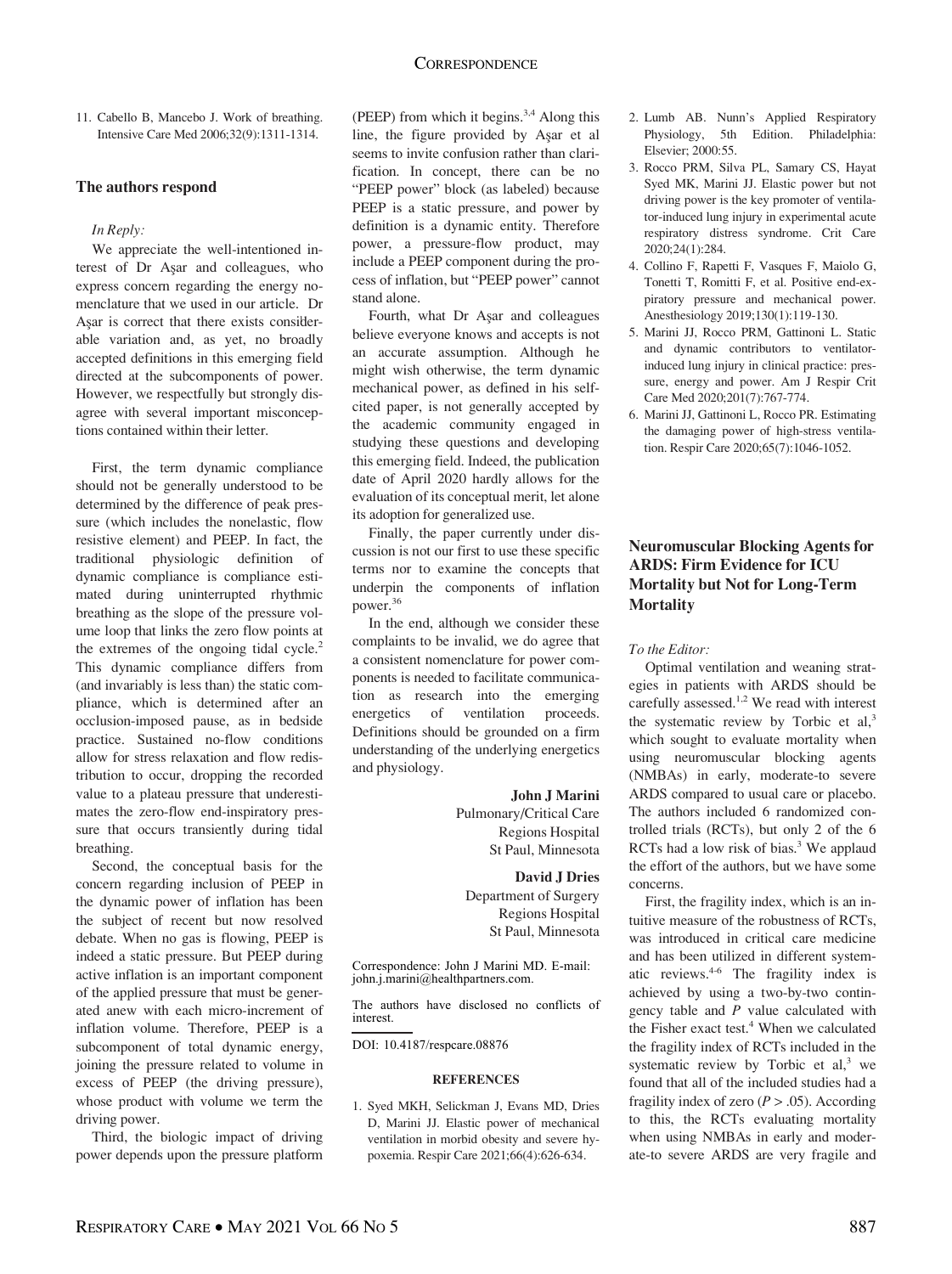11. Cabello B, Mancebo J. Work of breathing. Intensive Care Med 2006;32(9):1311-1314.

## The authors respond

*In Reply:*

We appreciate the well-intentioned interest of Dr Aşar and colleagues, who express concern regarding the energy nomenclature that we used in our article. Dr Aşar is correct that there exists considerable variation and, as yet, no broadly accepted definitions in this emerging field directed at the subcomponents of power. However, we respectfully but strongly disagree with several important misconceptions contained within their letter.

First, the term dynamic compliance should not be generally understood to be determined by the difference of peak pressure (which includes the nonelastic, flow resistive element) and PEEP. In fact, the traditional physiologic definition of dynamic compliance is compliance estimated during uninterrupted rhythmic breathing as the slope of the pressure volume loop that links the zero flow points at the extremes of the ongoing tidal cycle.[2] This dynamic compliance differs from (and invariably is less than) the static compliance, which is determined after an occlusion-imposed pause, as in bedside practice. Sustained no-flow conditions allow for stress relaxation and flow redistribution to occur, dropping the recorded value to a plateau pressure that underestimates the zero-flow end-inspiratory pressure that occurs transiently during tidal breathing.

Second, the conceptual basis for the concern regarding inclusion of PEEP in the dynamic power of inflation has been the subject of recent but now resolved debate. When no gas is flowing, PEEP is indeed a static pressure. But PEEP during active inflation is an important component of the applied pressure that must be generated anew with each micro-increment of inflation volume. Therefore, PEEP is a subcomponent of total dynamic energy, joining the pressure related to volume in excess of PEEP (the driving pressure), whose product with volume we term the driving power.

Third, the biologic impact of driving power depends upon the pressure platform (PEEP) from which it begins.[3,4] Along this line, the figure provided by Aşar et al seems to invite confusion rather than clarification. In concept, there can be no "PEEP power" block (as labeled) because PEEP is a static pressure, and power by definition is a dynamic entity. Therefore power, a pressure-flow product, may include a PEEP component during the process of inflation, but "PEEP power" cannot stand alone.

Fourth, what Dr Aşar and colleagues believe everyone knows and accepts is not an accurate assumption. Although he might wish otherwise, the term dynamic mechanical power, as defined in his self-cited paper, is not generally accepted by the academic community engaged in studying these questions and developing this emerging field. Indeed, the publication date of April 2020 hardly allows for the evaluation of its conceptual merit, let alone its adoption for generalized use.

Finally, the paper currently under discussion is not our first to use these specific terms nor to examine the concepts that underpin the components of inflation power.[3-6]

In the end, although we consider these complaints to be invalid, we do agree that a consistent nomenclature for power components is needed to facilitate communication as research into the emerging energetics of ventilation proceeds. Definitions should be grounded on a firm understanding of the underlying energetics and physiology.

**John J Marini**
Pulmonary/Critical Care
Regions Hospital
St Paul, Minnesota

**David J Dries**
Department of Surgery
Regions Hospital
St Paul, Minnesota

Correspondence: John J Marini MD. E-mail: john.j.marini@healthpartners.com.

The authors have disclosed no conflicts of interest.

DOI: 10.4187/respcare.08876

### REFERENCES

1. Syed MKH, Selickman J, Evans MD, Dries D, Marini JJ. Elastic power of mechanical ventilation in morbid obesity and severe hypoxemia. Respir Care 2021;66(4):626-634.
2. Lumb AB. Nunn's Applied Respiratory Physiology, 5th Edition. Philadelphia: Elsevier; 2000:55.
3. Rocco PRM, Silva PL, Samary CS, Hayat Syed MK, Marini JJ. Elastic power but not driving power is the key promoter of ventilator-induced lung injury in experimental acute respiratory distress syndrome. Crit Care 2020;24(1):284.
4. Collino F, Rapetti F, Vasques F, Maiolo G, Tonetti T, Romitti F, et al. Positive end-expiratory pressure and mechanical power. Anesthesiology 2019;130(1):119-130.
5. Marini JJ, Rocco PRM, Gattinoni L. Static and dynamic contributors to ventilator-induced lung injury in clinical practice: pressure, energy and power. Am J Respir Crit Care Med 2020;201(7):767-774.
6. Marini JJ, Gattinoni L, Rocco PR. Estimating the damaging power of high-stress ventilation. Respir Care 2020;65(7):1046-1052.

## Neuromuscular Blocking Agents for ARDS: Firm Evidence for ICU Mortality but Not for Long-Term Mortality

*To the Editor:*

Optimal ventilation and weaning strategies in patients with ARDS should be carefully assessed.[1,2] We read with interest the systematic review by Torbic et al,[3] which sought to evaluate mortality when using neuromuscular blocking agents (NMBAs) in early, moderate-to severe ARDS compared to usual care or placebo. The authors included 6 randomized controlled trials (RCTs), but only 2 of the 6 RCTs had a low risk of bias.[3] We applaud the effort of the authors, but we have some concerns.

First, the fragility index, which is an intuitive measure of the robustness of RCTs, was introduced in critical care medicine and has been utilized in different systematic reviews.[4-6] The fragility index is achieved by using a two-by-two contingency table and $P$ value calculated with the Fisher exact test.[4] When we calculated the fragility index of RCTs included in the systematic review by Torbic et al,[3] we found that all of the included studies had a fragility index of zero ($P > .05$). According to this, the RCTs evaluating mortality when using NMBAs in early and moderate-to severe ARDS are very fragile and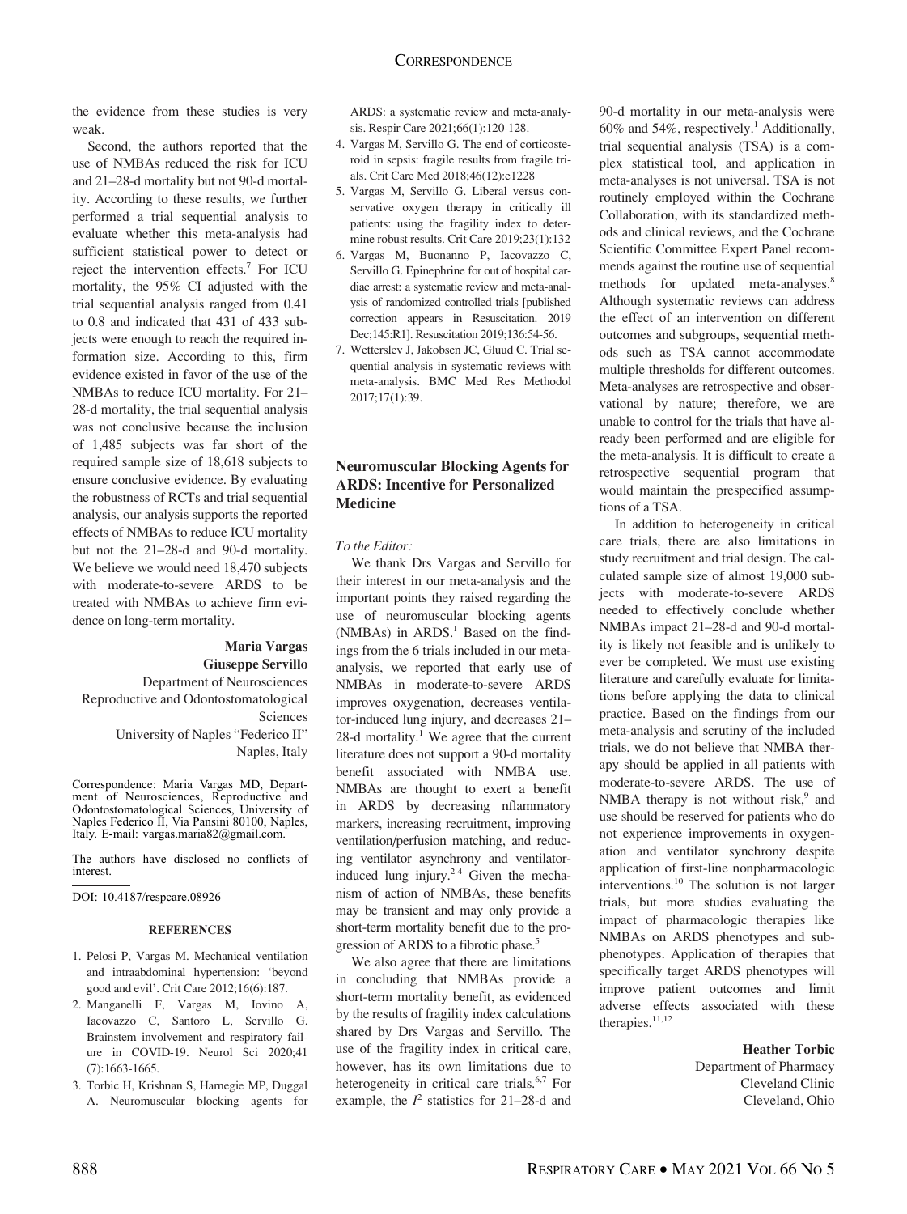the evidence from these studies is very weak.

Second, the authors reported that the use of NMBAs reduced the risk for ICU and 21–28-d mortality but not 90-d mortality. According to these results, we further performed a trial sequential analysis to evaluate whether this meta-analysis had sufficient statistical power to detect or reject the intervention effects.[7] For ICU mortality, the 95% CI adjusted with the trial sequential analysis ranged from 0.41 to 0.8 and indicated that 431 of 433 subjects were enough to reach the required information size. According to this, firm evidence existed in favor of the use of the NMBAs to reduce ICU mortality. For 21–28-d mortality, the trial sequential analysis was not conclusive because the inclusion of 1,485 subjects was far short of the required sample size of 18,618 subjects to ensure conclusive evidence. By evaluating the robustness of RCTs and trial sequential analysis, our analysis supports the reported effects of NMBAs to reduce ICU mortality but not the 21–28-d and 90-d mortality. We believe we would need 18,470 subjects with moderate-to-severe ARDS to be treated with NMBAs to achieve firm evidence on long-term mortality.

**Maria Vargas**
**Giuseppe Servillo**
Department of Neurosciences
Reproductive and Odontostomatological Sciences
University of Naples "Federico II"
Naples, Italy

Correspondence: Maria Vargas MD, Department of Neurosciences, Reproductive and Odontostomatological Sciences, University of Naples Federico II, Via Pansini 80100, Naples, Italy. E-mail: vargas.maria82@gmail.com.

The authors have disclosed no conflicts of interest.

DOI: 10.4187/respcare.08926

#### REFERENCES

1. Pelosi P, Vargas M. Mechanical ventilation and intraabdominal hypertension: 'beyond good and evil'. Crit Care 2012;16(6):187.
2. Manganelli F, Vargas M, Iovino A, Iacovazzo C, Santoro L, Servillo G. Brainstem involvement and respiratory failure in COVID-19. Neurol Sci 2020;41(7):1663-1665.
3. Torbic H, Krishnan S, Harnegie MP, Duggal A. Neuromuscular blocking agents for ARDS: a systematic review and meta-analysis. Respir Care 2021;66(1):120-128.
4. Vargas M, Servillo G. The end of corticosteroid in sepsis: fragile results from fragile trials. Crit Care Med 2018;46(12):e1228
5. Vargas M, Servillo G. Liberal versus conservative oxygen therapy in critically ill patients: using the fragility index to determine robust results. Crit Care 2019;23(1):132
6. Vargas M, Buonanno P, Iacovazzo C, Servillo G. Epinephrine for out of hospital cardiac arrest: a systematic review and meta-analysis of randomized controlled trials [published correction appears in Resuscitation. 2019 Dec;145:R1]. Resuscitation 2019;136:54-56.
7. Wetterslev J, Jakobsen JC, Gluud C. Trial sequential analysis in systematic reviews with meta-analysis. BMC Med Res Methodol 2017;17(1):39.

## Neuromuscular Blocking Agents for ARDS: Incentive for Personalized Medicine

*To the Editor:*

We thank Drs Vargas and Servillo for their interest in our meta-analysis and the important points they raised regarding the use of neuromuscular blocking agents (NMBAs) in ARDS.[1] Based on the findings from the 6 trials included in our meta-analysis, we reported that early use of NMBAs in moderate-to-severe ARDS improves oxygenation, decreases ventilator-induced lung injury, and decreases 21–28-d mortality.[1] We agree that the current literature does not support a 90-d mortality benefit associated with NMBA use. NMBAs are thought to exert a benefit in ARDS by decreasing nflammatory markers, increasing recruitment, improving ventilation/perfusion matching, and reducing ventilator asynchrony and ventilator-induced lung injury.[2-4] Given the mechanism of action of NMBAs, these benefits may be transient and may only provide a short-term mortality benefit due to the progression of ARDS to a fibrotic phase.[5]

We also agree that there are limitations in concluding that NMBAs provide a short-term mortality benefit, as evidenced by the results of fragility index calculations shared by Drs Vargas and Servillo. The use of the fragility index in critical care, however, has its own limitations due to heterogeneity in critical care trials.[6,7] For example, the $I^2$ statistics for 21–28-d and 90-d mortality in our meta-analysis were 60% and 54%, respectively.[1] Additionally, trial sequential analysis (TSA) is a complex statistical tool, and application in meta-analyses is not universal. TSA is not routinely employed within the Cochrane Collaboration, with its standardized methods and clinical reviews, and the Cochrane Scientific Committee Expert Panel recommends against the routine use of sequential methods for updated meta-analyses.[8] Although systematic reviews can address the effect of an intervention on different outcomes and subgroups, sequential methods such as TSA cannot accommodate multiple thresholds for different outcomes. Meta-analyses are retrospective and observational by nature; therefore, we are unable to control for the trials that have already been performed and are eligible for the meta-analysis. It is difficult to create a retrospective sequential program that would maintain the prespecified assumptions of a TSA.

In addition to heterogeneity in critical care trials, there are also limitations in study recruitment and trial design. The calculated sample size of almost 19,000 subjects with moderate-to-severe ARDS needed to effectively conclude whether NMBAs impact 21–28-d and 90-d mortality is likely not feasible and is unlikely to ever be completed. We must use existing literature and carefully evaluate for limitations before applying the data to clinical practice. Based on the findings from our meta-analysis and scrutiny of the included trials, we do not believe that NMBA therapy should be applied in all patients with moderate-to-severe ARDS. The use of NMBA therapy is not without risk,[9] and use should be reserved for patients who do not experience improvements in oxygenation and ventilator synchrony despite application of first-line nonpharmacologic interventions.[10] The solution is not larger trials, but more studies evaluating the impact of pharmacologic therapies like NMBAs on ARDS phenotypes and subphenotypes. Application of therapies that specifically target ARDS phenotypes will improve patient outcomes and limit adverse effects associated with these therapies.[11,12]

**Heather Torbic**
Department of Pharmacy
Cleveland Clinic
Cleveland, Ohio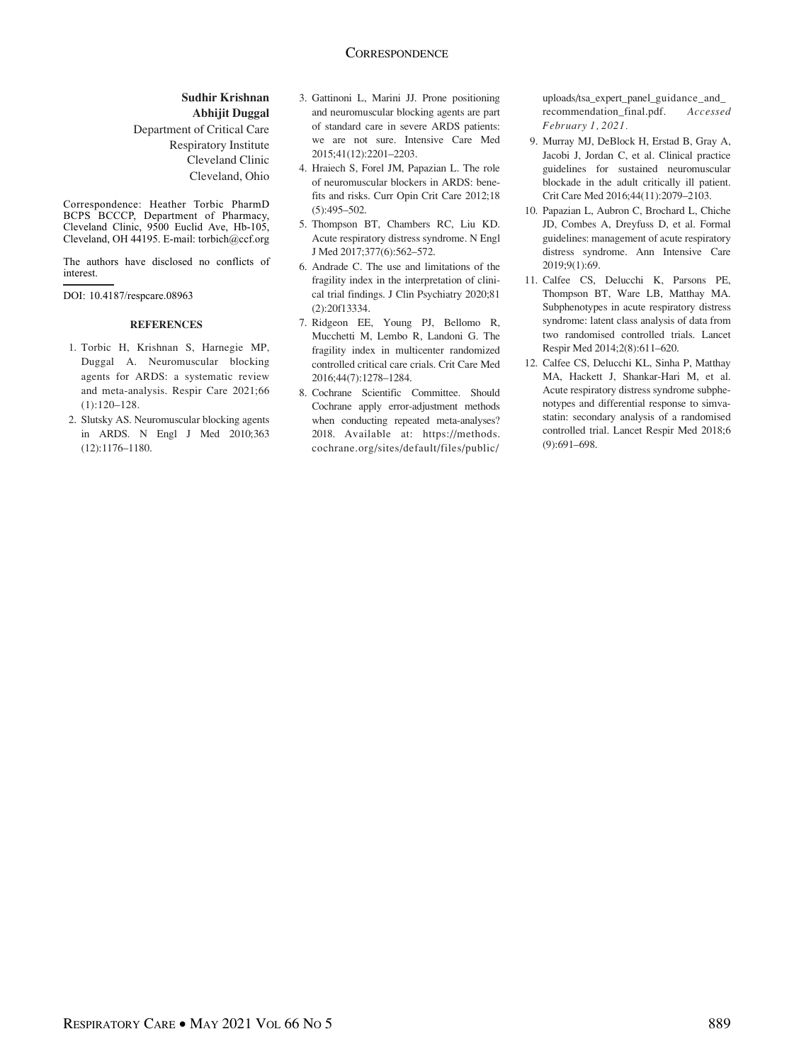**Sudhir Krishnan**
**Abhijit Duggal**
Department of Critical Care
Respiratory Institute
Cleveland Clinic
Cleveland, Ohio

Correspondence: Heather Torbic PharmD BCPS BCCCP, Department of Pharmacy, Cleveland Clinic, 9500 Euclid Ave, Hb-105, Cleveland, OH 44195. E-mail: torbich@ccf.org

The authors have disclosed no conflicts of interest.

DOI: 10.4187/respcare.08963

#### REFERENCES

1. Torbic H, Krishnan S, Harnegie MP, Duggal A. Neuromuscular blocking agents for ARDS: a systematic review and meta-analysis. Respir Care 2021;66(1):120–128.
2. Slutsky AS. Neuromuscular blocking agents in ARDS. N Engl J Med 2010;363(12):1176–1180.
3. Gattinoni L, Marini JJ. Prone positioning and neuromuscular blocking agents are part of standard care in severe ARDS patients: we are not sure. Intensive Care Med 2015;41(12):2201–2203.
4. Hraiech S, Forel JM, Papazian L. The role of neuromuscular blockers in ARDS: benefits and risks. Curr Opin Crit Care 2012;18(5):495–502.
5. Thompson BT, Chambers RC, Liu KD. Acute respiratory distress syndrome. N Engl J Med 2017;377(6):562–572.
6. Andrade C. The use and limitations of the fragility index in the interpretation of clinical trial findings. J Clin Psychiatry 2020;81(2):20f13334.
7. Ridgeon EE, Young PJ, Bellomo R, Mucchetti M, Lembo R, Landoni G. The fragility index in multicenter randomized controlled critical care crials. Crit Care Med 2016;44(7):1278–1284.
8. Cochrane Scientific Committee. Should Cochrane apply error-adjustment methods when conducting repeated meta-analyses? 2018. Available at: https://methods.cochrane.org/sites/default/files/public/uploads/tsa_expert_panel_guidance_and_recommendation_final.pdf. *Accessed February 1, 2021.*
9. Murray MJ, DeBlock H, Erstad B, Gray A, Jacobi J, Jordan C, et al. Clinical practice guidelines for sustained neuromuscular blockade in the adult critically ill patient. Crit Care Med 2016;44(11):2079–2103.
10. Papazian L, Aubron C, Brochard L, Chiche JD, Combes A, Dreyfuss D, et al. Formal guidelines: management of acute respiratory distress syndrome. Ann Intensive Care 2019;9(1):69.
11. Calfee CS, Delucchi K, Parsons PE, Thompson BT, Ware LB, Matthay MA. Subphenotypes in acute respiratory distress syndrome: latent class analysis of data from two randomised controlled trials. Lancet Respir Med 2014;2(8):611–620.
12. Calfee CS, Delucchi KL, Sinha P, Matthay MA, Hackett J, Shankar-Hari M, et al. Acute respiratory distress syndrome subphenotypes and differential response to simvastatin: secondary analysis of a randomised controlled trial. Lancet Respir Med 2018;6(9):691–698.